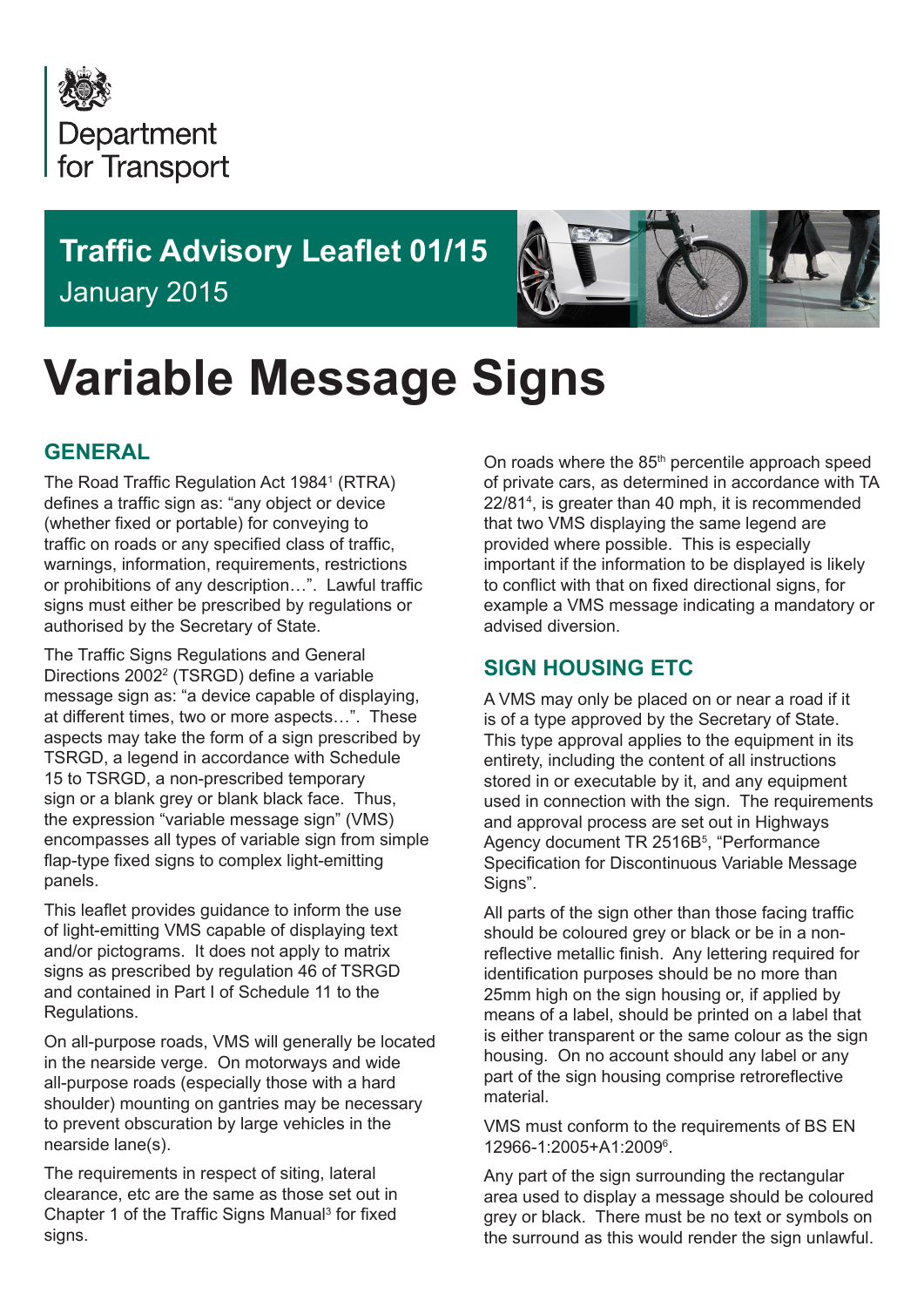Department for Transport

**Traffic Advisory Leaflet 01/15**
January 2015

# Variable Message Signs

## GENERAL

The Road Traffic Regulation Act 1984[1] (RTRA) defines a traffic sign as: "any object or device (whether fixed or portable) for conveying to traffic on roads or any specified class of traffic, warnings, information, requirements, restrictions or prohibitions of any description…". Lawful traffic signs must either be prescribed by regulations or authorised by the Secretary of State.

The Traffic Signs Regulations and General Directions 2002[2] (TSRGD) define a variable message sign as: "a device capable of displaying, at different times, two or more aspects…". These aspects may take the form of a sign prescribed by TSRGD, a legend in accordance with Schedule 15 to TSRGD, a non-prescribed temporary sign or a blank grey or blank black face. Thus, the expression "variable message sign" (VMS) encompasses all types of variable sign from simple flap-type fixed signs to complex light-emitting panels.

This leaflet provides guidance to inform the use of light-emitting VMS capable of displaying text and/or pictograms. It does not apply to matrix signs as prescribed by regulation 46 of TSRGD and contained in Part I of Schedule 11 to the Regulations.

On all-purpose roads, VMS will generally be located in the nearside verge. On motorways and wide all-purpose roads (especially those with a hard shoulder) mounting on gantries may be necessary to prevent obscuration by large vehicles in the nearside lane(s).

The requirements in respect of siting, lateral clearance, etc are the same as those set out in Chapter 1 of the Traffic Signs Manual[3] for fixed signs.

On roads where the 85th percentile approach speed of private cars, as determined in accordance with TA 22/81[4], is greater than 40 mph, it is recommended that two VMS displaying the same legend are provided where possible. This is especially important if the information to be displayed is likely to conflict with that on fixed directional signs, for example a VMS message indicating a mandatory or advised diversion.

## SIGN HOUSING ETC

A VMS may only be placed on or near a road if it is of a type approved by the Secretary of State. This type approval applies to the equipment in its entirety, including the content of all instructions stored in or executable by it, and any equipment used in connection with the sign. The requirements and approval process are set out in Highways Agency document TR 2516B[5], "Performance Specification for Discontinuous Variable Message Signs".

All parts of the sign other than those facing traffic should be coloured grey or black or be in a non-reflective metallic finish. Any lettering required for identification purposes should be no more than 25mm high on the sign housing or, if applied by means of a label, should be printed on a label that is either transparent or the same colour as the sign housing. On no account should any label or any part of the sign housing comprise retroreflective material.

VMS must conform to the requirements of BS EN 12966-1:2005+A1:2009[6].

Any part of the sign surrounding the rectangular area used to display a message should be coloured grey or black. There must be no text or symbols on the surround as this would render the sign unlawful.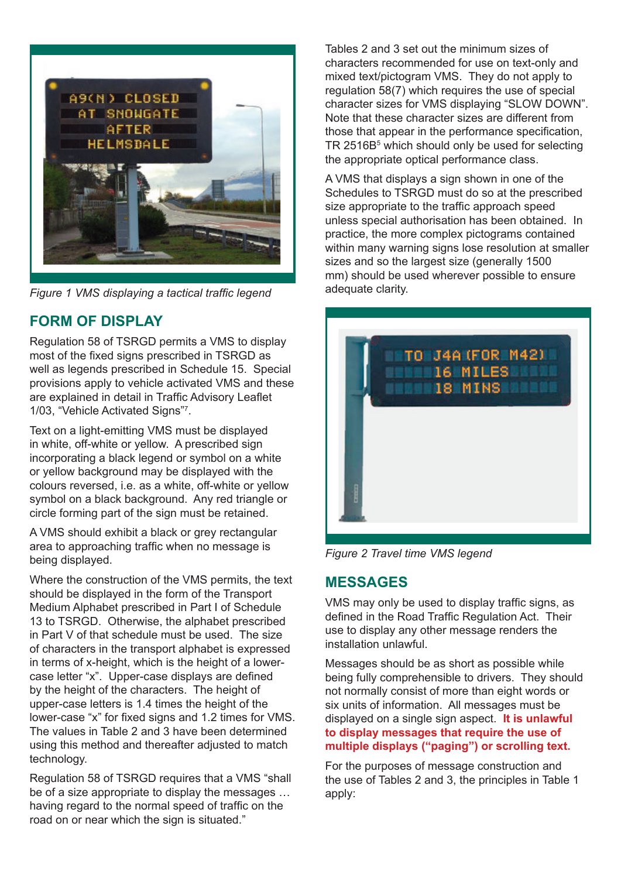Figure 1 VMS displaying a tactical traffic legend

## FORM OF DISPLAY

Regulation 58 of TSRGD permits a VMS to display most of the fixed signs prescribed in TSRGD as well as legends prescribed in Schedule 15. Special provisions apply to vehicle activated VMS and these are explained in detail in Traffic Advisory Leaflet 1/03, "Vehicle Activated Signs"[7].

Text on a light-emitting VMS must be displayed in white, off-white or yellow. A prescribed sign incorporating a black legend or symbol on a white or yellow background may be displayed with the colours reversed, i.e. as a white, off-white or yellow symbol on a black background. Any red triangle or circle forming part of the sign must be retained.

A VMS should exhibit a black or grey rectangular area to approaching traffic when no message is being displayed.

Where the construction of the VMS permits, the text should be displayed in the form of the Transport Medium Alphabet prescribed in Part I of Schedule 13 to TSRGD. Otherwise, the alphabet prescribed in Part V of that schedule must be used. The size of characters in the transport alphabet is expressed in terms of x-height, which is the height of a lower-case letter "x". Upper-case displays are defined by the height of the characters. The height of upper-case letters is 1.4 times the height of the lower-case "x" for fixed signs and 1.2 times for VMS. The values in Table 2 and 3 have been determined using this method and thereafter adjusted to match technology.

Regulation 58 of TSRGD requires that a VMS "shall be of a size appropriate to display the messages … having regard to the normal speed of traffic on the road on or near which the sign is situated."

Tables 2 and 3 set out the minimum sizes of characters recommended for use on text-only and mixed text/pictogram VMS. They do not apply to regulation 58(7) which requires the use of special character sizes for VMS displaying "SLOW DOWN". Note that these character sizes are different from those that appear in the performance specification, TR 2516B[5] which should only be used for selecting the appropriate optical performance class.

A VMS that displays a sign shown in one of the Schedules to TSRGD must do so at the prescribed size appropriate to the traffic approach speed unless special authorisation has been obtained. In practice, the more complex pictograms contained within many warning signs lose resolution at smaller sizes and so the largest size (generally 1500 mm) should be used wherever possible to ensure adequate clarity.

Figure 2 Travel time VMS legend

## MESSAGES

VMS may only be used to display traffic signs, as defined in the Road Traffic Regulation Act. Their use to display any other message renders the installation unlawful.

Messages should be as short as possible while being fully comprehensible to drivers. They should not normally consist of more than eight words or six units of information. All messages must be displayed on a single sign aspect. **It is unlawful to display messages that require the use of multiple displays ("paging") or scrolling text.**

For the purposes of message construction and the use of Tables 2 and 3, the principles in Table 1 apply: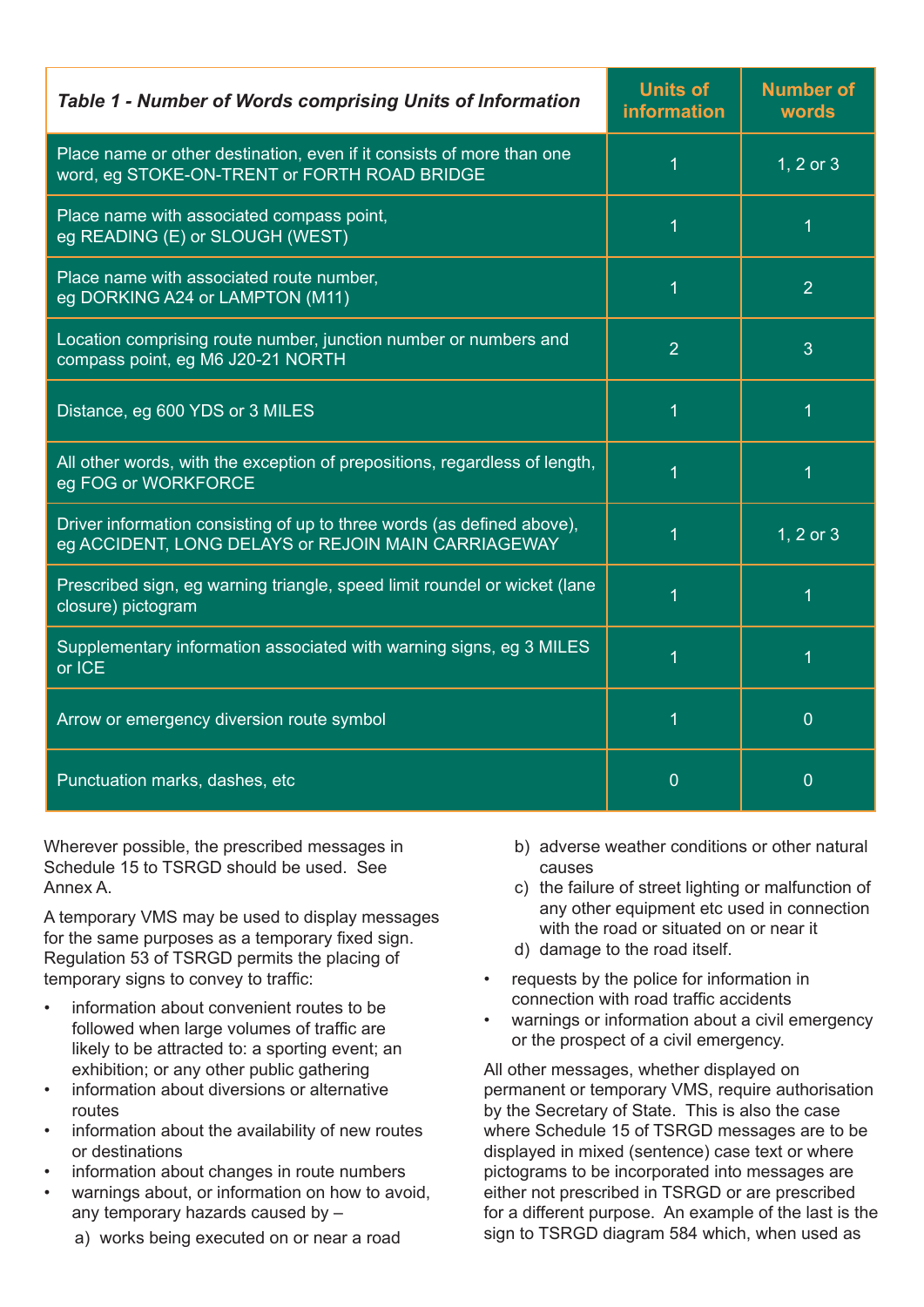| *Table 1 - Number of Words comprising Units of Information* | Units of information | Number of words |
|---|---|---|
| Place name or other destination, even if it consists of more than one word, eg STOKE-ON-TRENT or FORTH ROAD BRIDGE | 1 | 1, 2 or 3 |
| Place name with associated compass point, eg READING (E) or SLOUGH (WEST) | 1 | 1 |
| Place name with associated route number, eg DORKING A24 or LAMPTON (M11) | 1 | 2 |
| Location comprising route number, junction number or numbers and compass point, eg M6 J20-21 NORTH | 2 | 3 |
| Distance, eg 600 YDS or 3 MILES | 1 | 1 |
| All other words, with the exception of prepositions, regardless of length, eg FOG or WORKFORCE | 1 | 1 |
| Driver information consisting of up to three words (as defined above), eg ACCIDENT, LONG DELAYS or REJOIN MAIN CARRIAGEWAY | 1 | 1, 2 or 3 |
| Prescribed sign, eg warning triangle, speed limit roundel or wicket (lane closure) pictogram | 1 | 1 |
| Supplementary information associated with warning signs, eg 3 MILES or ICE | 1 | 1 |
| Arrow or emergency diversion route symbol | 1 | 0 |
| Punctuation marks, dashes, etc | 0 | 0 |

Wherever possible, the prescribed messages in Schedule 15 to TSRGD should be used. See Annex A.

A temporary VMS may be used to display messages for the same purposes as a temporary fixed sign. Regulation 53 of TSRGD permits the placing of temporary signs to convey to traffic:

- information about convenient routes to be followed when large volumes of traffic are likely to be attracted to: a sporting event; an exhibition; or any other public gathering
- information about diversions or alternative routes
- information about the availability of new routes or destinations
- information about changes in route numbers
- warnings about, or information on how to avoid, any temporary hazards caused by –
  a) works being executed on or near a road
  b) adverse weather conditions or other natural causes
  c) the failure of street lighting or malfunction of any other equipment etc used in connection with the road or situated on or near it
  d) damage to the road itself.
- requests by the police for information in connection with road traffic accidents
- warnings or information about a civil emergency or the prospect of a civil emergency.

All other messages, whether displayed on permanent or temporary VMS, require authorisation by the Secretary of State. This is also the case where Schedule 15 of TSRGD messages are to be displayed in mixed (sentence) case text or where pictograms to be incorporated into messages are either not prescribed in TSRGD or are prescribed for a different purpose. An example of the last is the sign to TSRGD diagram 584 which, when used as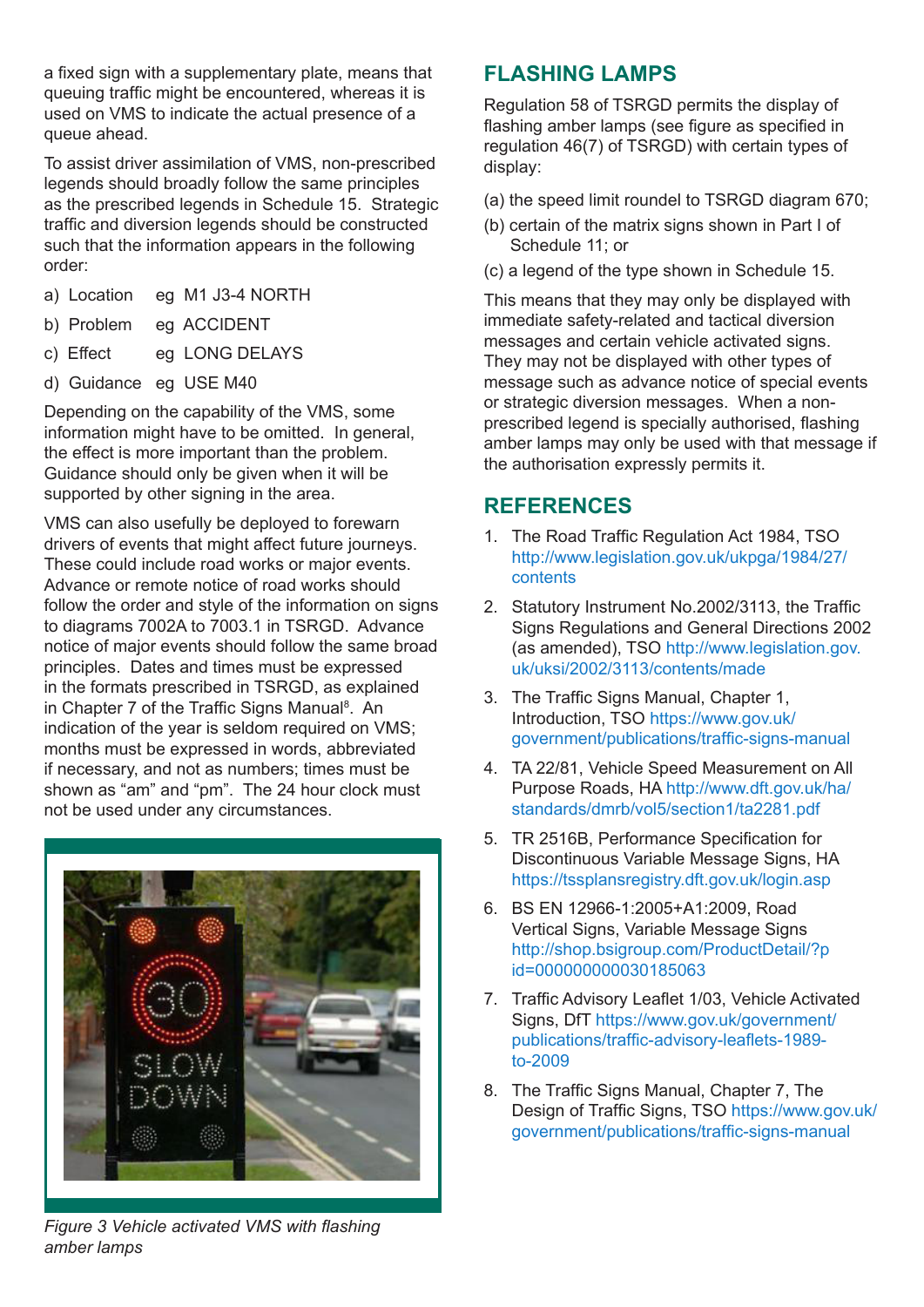a fixed sign with a supplementary plate, means that queuing traffic might be encountered, whereas it is used on VMS to indicate the actual presence of a queue ahead.

To assist driver assimilation of VMS, non-prescribed legends should broadly follow the same principles as the prescribed legends in Schedule 15. Strategic traffic and diversion legends should be constructed such that the information appears in the following order:

a) Location eg M1 J3-4 NORTH

b) Problem eg ACCIDENT

c) Effect eg LONG DELAYS

d) Guidance eg USE M40

Depending on the capability of the VMS, some information might have to be omitted. In general, the effect is more important than the problem. Guidance should only be given when it will be supported by other signing in the area.

VMS can also usefully be deployed to forewarn drivers of events that might affect future journeys. These could include road works or major events. Advance or remote notice of road works should follow the order and style of the information on signs to diagrams 7002A to 7003.1 in TSRGD. Advance notice of major events should follow the same broad principles. Dates and times must be expressed in the formats prescribed in TSRGD, as explained in Chapter 7 of the Traffic Signs Manual[8]. An indication of the year is seldom required on VMS; months must be expressed in words, abbreviated if necessary, and not as numbers; times must be shown as "am" and "pm". The 24 hour clock must not be used under any circumstances.

*Figure 3 Vehicle activated VMS with flashing amber lamps*

## FLASHING LAMPS

Regulation 58 of TSRGD permits the display of flashing amber lamps (see figure as specified in regulation 46(7) of TSRGD) with certain types of display:

(a) the speed limit roundel to TSRGD diagram 670;

(b) certain of the matrix signs shown in Part I of Schedule 11; or

(c) a legend of the type shown in Schedule 15.

This means that they may only be displayed with immediate safety-related and tactical diversion messages and certain vehicle activated signs. They may not be displayed with other types of message such as advance notice of special events or strategic diversion messages. When a non-prescribed legend is specially authorised, flashing amber lamps may only be used with that message if the authorisation expressly permits it.

## REFERENCES

1. The Road Traffic Regulation Act 1984, TSO http://www.legislation.gov.uk/ukpga/1984/27/contents

2. Statutory Instrument No.2002/3113, the Traffic Signs Regulations and General Directions 2002 (as amended), TSO http://www.legislation.gov.uk/uksi/2002/3113/contents/made

3. The Traffic Signs Manual, Chapter 1, Introduction, TSO https://www.gov.uk/government/publications/traffic-signs-manual

4. TA 22/81, Vehicle Speed Measurement on All Purpose Roads, HA http://www.dft.gov.uk/ha/standards/dmrb/vol5/section1/ta2281.pdf

5. TR 2516B, Performance Specification for Discontinuous Variable Message Signs, HA https://tssplansregistry.dft.gov.uk/login.asp

6. BS EN 12966-1:2005+A1:2009, Road Vertical Signs, Variable Message Signs http://shop.bsigroup.com/ProductDetail/?pid=000000000030185063

7. Traffic Advisory Leaflet 1/03, Vehicle Activated Signs, DfT https://www.gov.uk/government/publications/traffic-advisory-leaflets-1989-to-2009

8. The Traffic Signs Manual, Chapter 7, The Design of Traffic Signs, TSO https://www.gov.uk/government/publications/traffic-signs-manual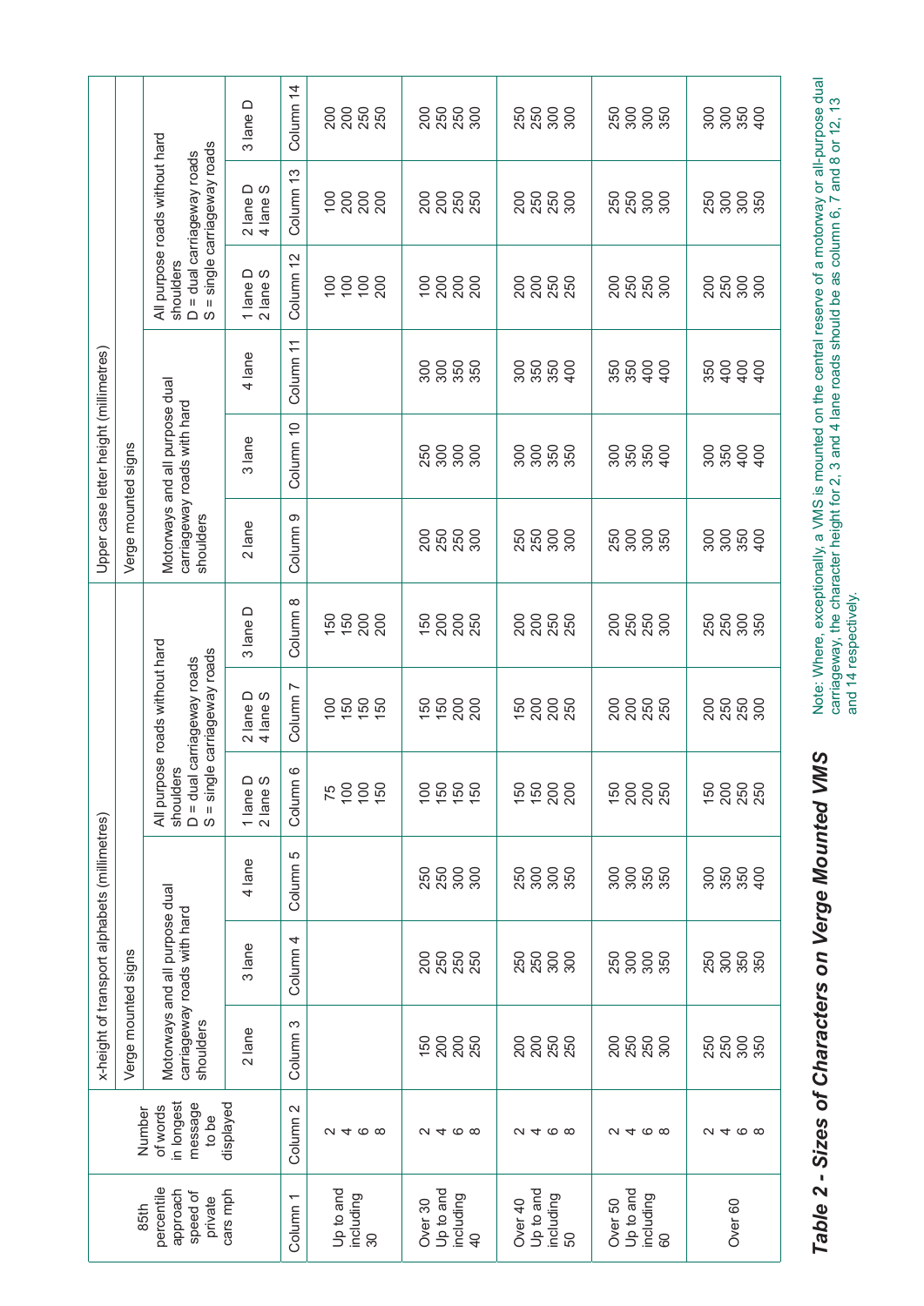## Table 2 - Sizes of Characters on Verge Mounted VMS

| 85th percentile approach speed of private cars mph | Number of words in longest message to be displayed | x-height of transport alphabets (millimetres) | | | | | | Upper case letter height (millimetres) | | | | | |
|---|---|---|---|---|---|---|---|---|---|---|---|---|---|
| | | Verge mounted signs | | | | | | Verge mounted signs | | | | | |
| | | Motorways and all purpose dual carriageway roads with hard shoulders | | | All purpose roads without hard shoulders D = dual carriageway roads S = single carriageway roads | | | Motorways and all purpose dual carriageway roads with hard shoulders | | | All purpose roads without hard shoulders D = dual carriageway roads S = single carriageway roads | | |
| | | 2 lane | 3 lane | 4 lane | 1 lane D 2 lane S | 2 lane D 4 lane S | 3 lane D | 2 lane | 3 lane | 4 lane | 1 lane D 2 lane S | 2 lane D 4 lane S | 3 lane D |
| Column 1 | Column 2 | Column 3 | Column 4 | Column 5 | Column 6 | Column 7 | Column 8 | Column 9 | Column 10 | Column 11 | Column 12 | Column 13 | Column 14 |
| Up to and including 30 | 2 | | | | 75 | 100 | 150 | | | | 100 | 100 | 200 |
| | 4 | | | | 100 | 150 | 150 | | | | 100 | 200 | 200 |
| | 6 | | | | 100 | 150 | 200 | | | | 100 | 200 | 250 |
| | 8 | | | | 150 | 150 | 200 | | | | 200 | 200 | 250 |
| Over 30 Up to and including 40 | 2 | 150 | 200 | 250 | 100 | 150 | 150 | 200 | 250 | 300 | 100 | 200 | 200 |
| | 4 | 200 | 250 | 250 | 150 | 150 | 200 | 250 | 300 | 300 | 200 | 200 | 250 |
| | 6 | 200 | 250 | 300 | 150 | 200 | 200 | 250 | 300 | 350 | 200 | 250 | 250 |
| | 8 | 250 | 250 | 300 | 150 | 200 | 250 | 300 | 300 | 350 | 200 | 250 | 300 |
| Over 40 Up to and including 50 | 2 | 200 | 250 | 250 | 150 | 150 | 200 | 250 | 300 | 300 | 200 | 200 | 250 |
| | 4 | 200 | 250 | 300 | 150 | 200 | 200 | 250 | 300 | 350 | 200 | 250 | 250 |
| | 6 | 250 | 300 | 300 | 200 | 200 | 250 | 300 | 350 | 350 | 250 | 250 | 300 |
| | 8 | 250 | 300 | 350 | 200 | 250 | 250 | 300 | 350 | 400 | 250 | 300 | 300 |
| Over 50 Up to and including 60 | 2 | 200 | 250 | 300 | 150 | 200 | 200 | 250 | 300 | 350 | 200 | 250 | 250 |
| | 4 | 250 | 300 | 300 | 200 | 200 | 250 | 300 | 350 | 350 | 250 | 250 | 300 |
| | 6 | 250 | 300 | 350 | 200 | 250 | 250 | 300 | 350 | 400 | 250 | 300 | 300 |
| | 8 | 300 | 350 | 350 | 250 | 250 | 300 | 350 | 400 | 400 | 300 | 300 | 350 |
| Over 60 | 2 | 250 | 250 | 300 | 150 | 200 | 250 | 300 | 300 | 350 | 200 | 250 | 300 |
| | 4 | 250 | 300 | 350 | 200 | 250 | 250 | 300 | 350 | 400 | 250 | 300 | 300 |
| | 6 | 300 | 350 | 350 | 250 | 250 | 300 | 350 | 400 | 400 | 300 | 300 | 350 |
| | 8 | 350 | 350 | 400 | 250 | 300 | 350 | 400 | 400 | 400 | 300 | 350 | 400 |

Note: Where, exceptionally, a VMS is mounted on the central reserve of a motorway or all-purpose dual carriageway, the character height for 2, 3 and 4 lane roads should be as column 6, 7 and 8 or 12, 13 and 14 respectively.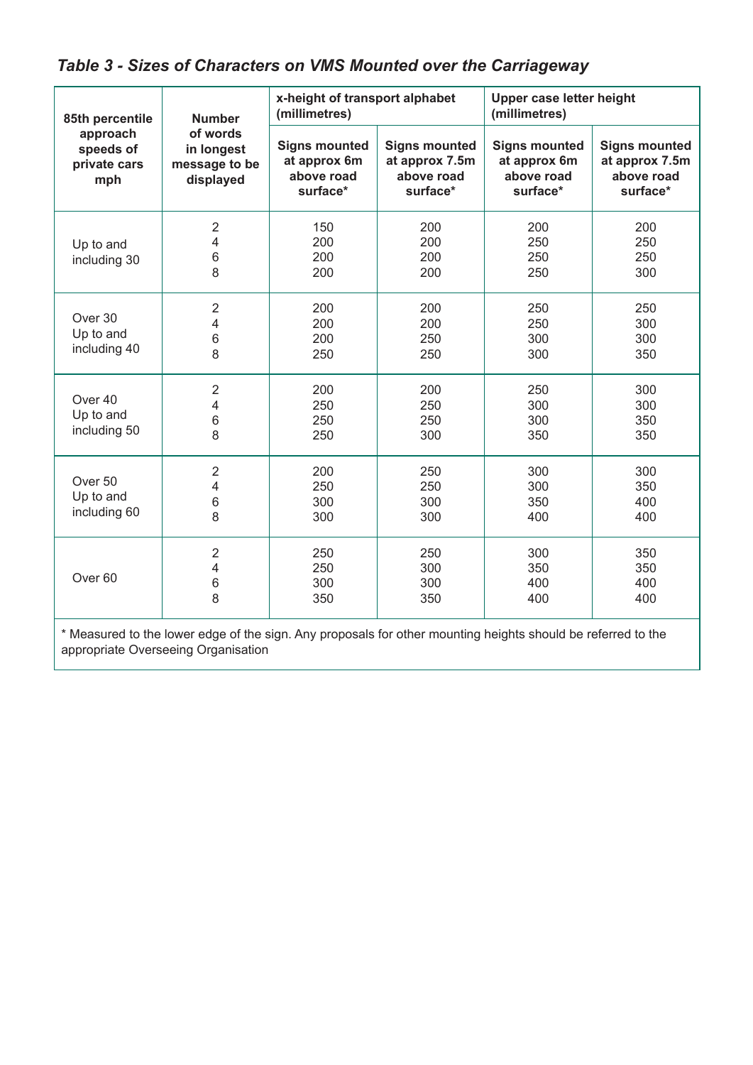*Table 3 - Sizes of Characters on VMS Mounted over the Carriageway*

| 85th percentile approach speeds of private cars mph | Number of words in longest message to be displayed | x-height of transport alphabet (millimetres) | | Upper case letter height (millimetres) | |
|---|---|---|---|---|---|
| | | Signs mounted at approx 6m above road surface* | Signs mounted at approx 7.5m above road surface* | Signs mounted at approx 6m above road surface* | Signs mounted at approx 7.5m above road surface* |
| Up to and including 30 | 2 | 150 | 200 | 200 | 200 |
| | 4 | 200 | 200 | 250 | 250 |
| | 6 | 200 | 200 | 250 | 250 |
| | 8 | 200 | 200 | 250 | 300 |
| Over 30 Up to and including 40 | 2 | 200 | 200 | 250 | 250 |
| | 4 | 200 | 200 | 250 | 300 |
| | 6 | 200 | 250 | 300 | 300 |
| | 8 | 250 | 250 | 300 | 350 |
| Over 40 Up to and including 50 | 2 | 200 | 200 | 250 | 300 |
| | 4 | 250 | 250 | 300 | 300 |
| | 6 | 250 | 250 | 300 | 350 |
| | 8 | 250 | 300 | 350 | 350 |
| Over 50 Up to and including 60 | 2 | 200 | 250 | 300 | 300 |
| | 4 | 250 | 250 | 300 | 350 |
| | 6 | 300 | 300 | 350 | 400 |
| | 8 | 300 | 300 | 400 | 400 |
| Over 60 | 2 | 250 | 250 | 300 | 350 |
| | 4 | 250 | 300 | 350 | 350 |
| | 6 | 300 | 300 | 400 | 400 |
| | 8 | 350 | 350 | 400 | 400 |

* Measured to the lower edge of the sign. Any proposals for other mounting heights should be referred to the appropriate Overseeing Organisation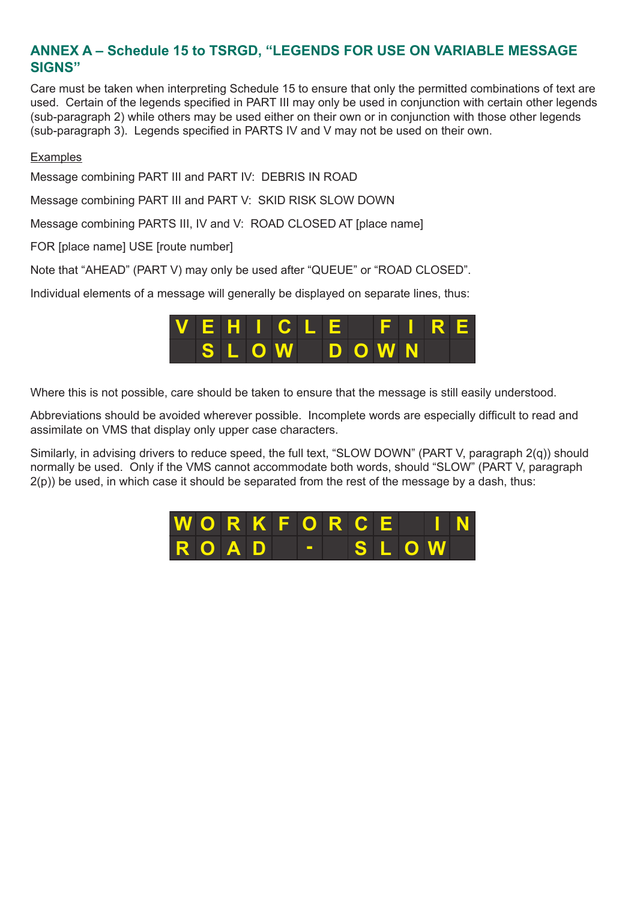## ANNEX A – Schedule 15 to TSRGD, "LEGENDS FOR USE ON VARIABLE MESSAGE SIGNS"

Care must be taken when interpreting Schedule 15 to ensure that only the permitted combinations of text are used. Certain of the legends specified in PART III may only be used in conjunction with certain other legends (sub-paragraph 2) while others may be used either on their own or in conjunction with those other legends (sub-paragraph 3). Legends specified in PARTS IV and V may not be used on their own.

Examples

Message combining PART III and PART IV: DEBRIS IN ROAD

Message combining PART III and PART V: SKID RISK SLOW DOWN

Message combining PARTS III, IV and V: ROAD CLOSED AT [place name]

FOR [place name] USE [route number]

Note that "AHEAD" (PART V) may only be used after "QUEUE" or "ROAD CLOSED".

Individual elements of a message will generally be displayed on separate lines, thus:

| V | E | H | I | C | L | E | | F | I | R | E |
|---|---|---|---|---|---|---|---|---|---|---|---|
| | S | L | O | W | | D | O | W | N | | |

Where this is not possible, care should be taken to ensure that the message is still easily understood.

Abbreviations should be avoided wherever possible. Incomplete words are especially difficult to read and assimilate on VMS that display only upper case characters.

Similarly, in advising drivers to reduce speed, the full text, "SLOW DOWN" (PART V, paragraph 2(q)) should normally be used. Only if the VMS cannot accommodate both words, should "SLOW" (PART V, paragraph 2(p)) be used, in which case it should be separated from the rest of the message by a dash, thus:

| W | O | R | K | F | O | R | C | E | | I | N |
|---|---|---|---|---|---|---|---|---|---|---|---|
| R | O | A | D | | - | | S | L | O | W | |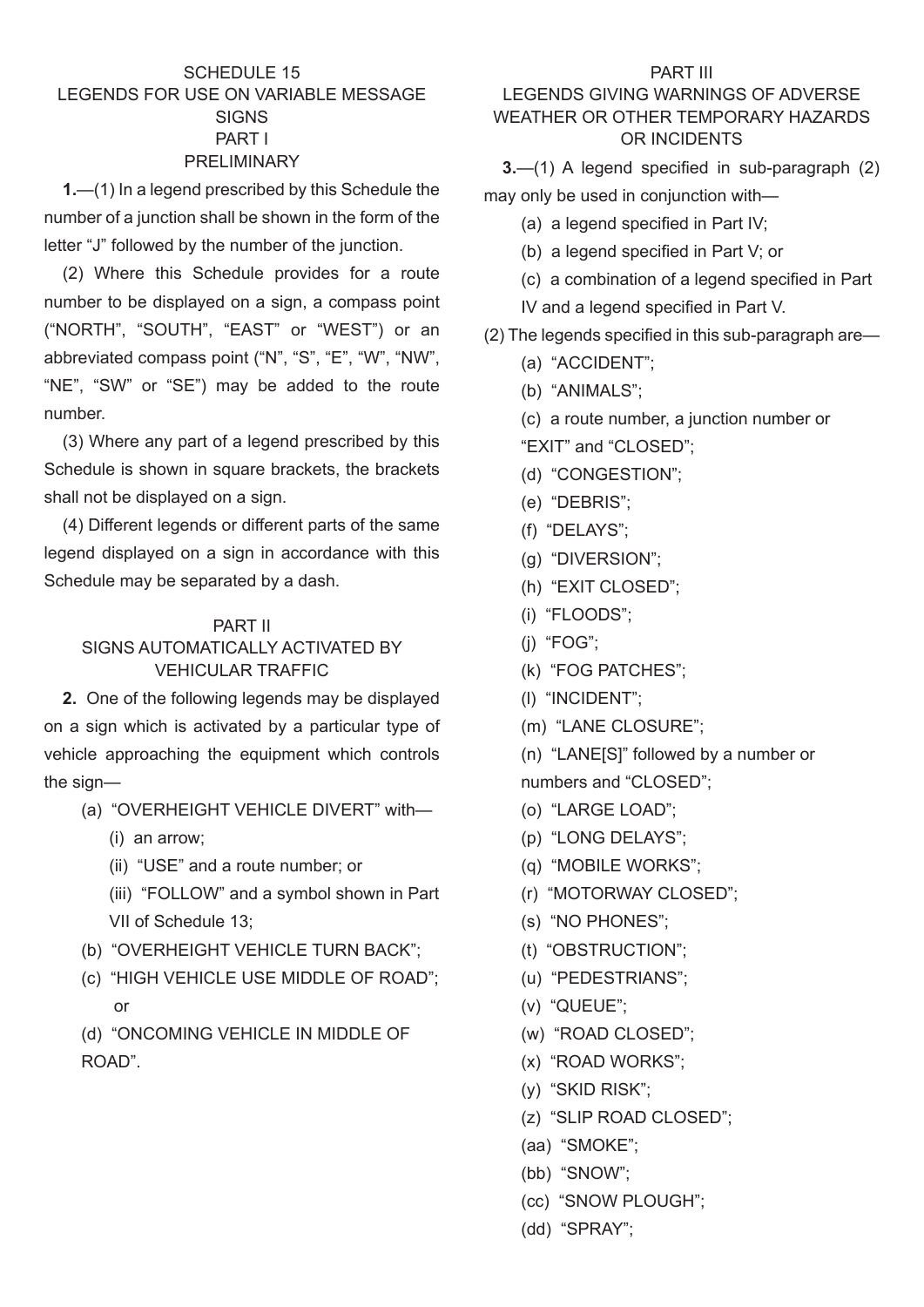## SCHEDULE 15
## LEGENDS FOR USE ON VARIABLE MESSAGE SIGNS

### PART I
### PRELIMINARY

**1.**—(1) In a legend prescribed by this Schedule the number of a junction shall be shown in the form of the letter "J" followed by the number of the junction.

(2) Where this Schedule provides for a route number to be displayed on a sign, a compass point ("NORTH", "SOUTH", "EAST" or "WEST") or an abbreviated compass point ("N", "S", "E", "W", "NW", "NE", "SW" or "SE") may be added to the route number.

(3) Where any part of a legend prescribed by this Schedule is shown in square brackets, the brackets shall not be displayed on a sign.

(4) Different legends or different parts of the same legend displayed on a sign in accordance with this Schedule may be separated by a dash.

### PART II
### SIGNS AUTOMATICALLY ACTIVATED BY VEHICULAR TRAFFIC

**2.** One of the following legends may be displayed on a sign which is activated by a particular type of vehicle approaching the equipment which controls the sign—

(a) "OVERHEIGHT VEHICLE DIVERT" with—

(i) an arrow;

(ii) "USE" and a route number; or

(iii) "FOLLOW" and a symbol shown in Part VII of Schedule 13;

(b) "OVERHEIGHT VEHICLE TURN BACK";

(c) "HIGH VEHICLE USE MIDDLE OF ROAD"; or

(d) "ONCOMING VEHICLE IN MIDDLE OF ROAD".

### PART III
### LEGENDS GIVING WARNINGS OF ADVERSE WEATHER OR OTHER TEMPORARY HAZARDS OR INCIDENTS

**3.**—(1) A legend specified in sub-paragraph (2) may only be used in conjunction with—

(a) a legend specified in Part IV;

(b) a legend specified in Part V; or

(c) a combination of a legend specified in Part IV and a legend specified in Part V.

(2) The legends specified in this sub-paragraph are—

(a) "ACCIDENT";

(b) "ANIMALS";

(c) a route number, a junction number or "EXIT" and "CLOSED";

(d) "CONGESTION";

(e) "DEBRIS";

(f) "DELAYS";

(g) "DIVERSION";

(h) "EXIT CLOSED";

(i) "FLOODS";

(j) "FOG";

(k) "FOG PATCHES";

(l) "INCIDENT";

(m) "LANE CLOSURE";

(n) "LANE[S]" followed by a number or numbers and "CLOSED";

(o) "LARGE LOAD";

(p) "LONG DELAYS";

(q) "MOBILE WORKS";

(r) "MOTORWAY CLOSED";

(s) "NO PHONES";

(t) "OBSTRUCTION";

(u) "PEDESTRIANS";

(v) "QUEUE";

(w) "ROAD CLOSED";

(x) "ROAD WORKS";

(y) "SKID RISK";

(z) "SLIP ROAD CLOSED";

(aa) "SMOKE";

(bb) "SNOW";

(cc) "SNOW PLOUGH";

(dd) "SPRAY";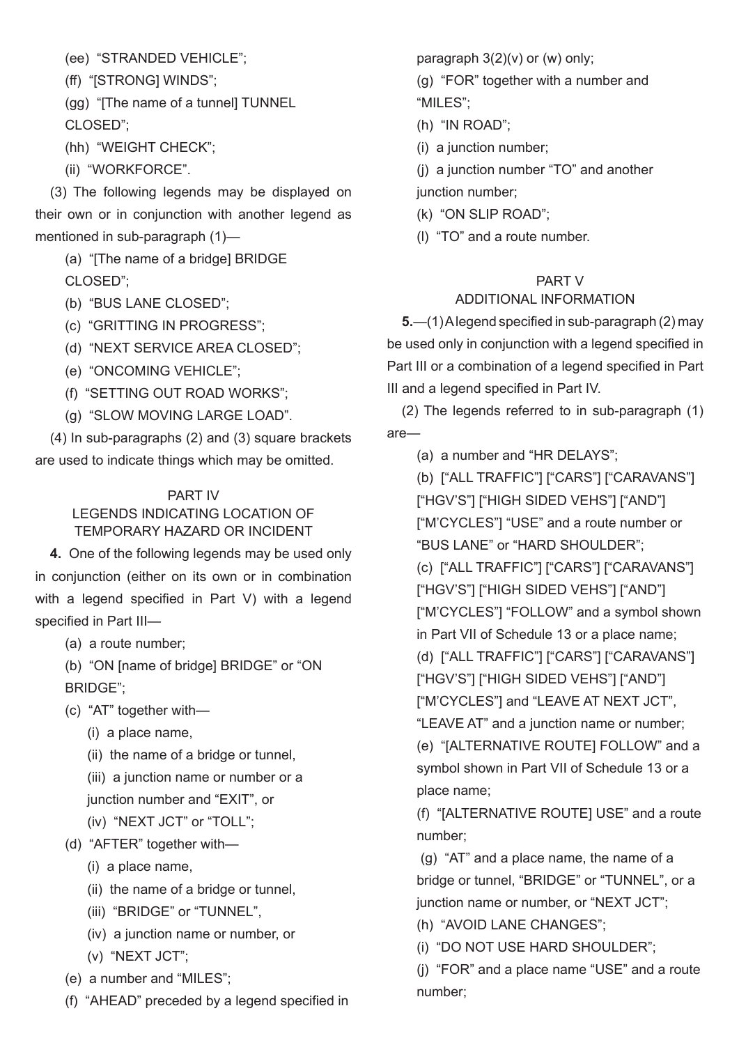(ee) "STRANDED VEHICLE";

(ff) "[STRONG] WINDS";

(gg) "[The name of a tunnel] TUNNEL CLOSED";

(hh) "WEIGHT CHECK";

(ii) "WORKFORCE".

(3) The following legends may be displayed on their own or in conjunction with another legend as mentioned in sub-paragraph (1)—

(a) "[The name of a bridge] BRIDGE CLOSED";

(b) "BUS LANE CLOSED";

(c) "GRITTING IN PROGRESS";

(d) "NEXT SERVICE AREA CLOSED";

(e) "ONCOMING VEHICLE";

(f) "SETTING OUT ROAD WORKS";

(g) "SLOW MOVING LARGE LOAD".

(4) In sub-paragraphs (2) and (3) square brackets are used to indicate things which may be omitted.

## PART IV
## LEGENDS INDICATING LOCATION OF TEMPORARY HAZARD OR INCIDENT

**4.** One of the following legends may be used only in conjunction (either on its own or in combination with a legend specified in Part V) with a legend specified in Part III—

(a) a route number;

(b) "ON [name of bridge] BRIDGE" or "ON BRIDGE";

(c) "AT" together with—

(i) a place name,

(ii) the name of a bridge or tunnel,

(iii) a junction name or number or a junction number and "EXIT", or

(iv) "NEXT JCT" or "TOLL";

(d) "AFTER" together with—

(i) a place name,

(ii) the name of a bridge or tunnel,

(iii) "BRIDGE" or "TUNNEL",

(iv) a junction name or number, or

(v) "NEXT JCT";

(e) a number and "MILES";

(f) "AHEAD" preceded by a legend specified in paragraph 3(2)(v) or (w) only;

(g) "FOR" together with a number and "MILES";

(h) "IN ROAD";

(i) a junction number;

(j) a junction number "TO" and another junction number;

(k) "ON SLIP ROAD";

(l) "TO" and a route number.

## PART V
## ADDITIONAL INFORMATION

**5.**—(1) A legend specified in sub-paragraph (2) may be used only in conjunction with a legend specified in Part III or a combination of a legend specified in Part III and a legend specified in Part IV.

(2) The legends referred to in sub-paragraph (1) are—

(a) a number and "HR DELAYS";

(b) ["ALL TRAFFIC"] ["CARS"] ["CARAVANS"] ["HGV'S"] ["HIGH SIDED VEHS"] ["AND"] ["M'CYCLES"] "USE" and a route number or "BUS LANE" or "HARD SHOULDER";

(c) ["ALL TRAFFIC"] ["CARS"] ["CARAVANS"] ["HGV'S"] ["HIGH SIDED VEHS"] ["AND"] ["M'CYCLES"] "FOLLOW" and a symbol shown in Part VII of Schedule 13 or a place name;

(d) ["ALL TRAFFIC"] ["CARS"] ["CARAVANS"] ["HGV'S"] ["HIGH SIDED VEHS"] ["AND"] ["M'CYCLES"] and "LEAVE AT NEXT JCT", "LEAVE AT" and a junction name or number;

(e) "[ALTERNATIVE ROUTE] FOLLOW" and a symbol shown in Part VII of Schedule 13 or a place name;

(f) "[ALTERNATIVE ROUTE] USE" and a route number;

(g) "AT" and a place name, the name of a bridge or tunnel, "BRIDGE" or "TUNNEL", or a junction name or number, or "NEXT JCT";

(h) "AVOID LANE CHANGES";

(i) "DO NOT USE HARD SHOULDER";

(j) "FOR" and a place name "USE" and a route number;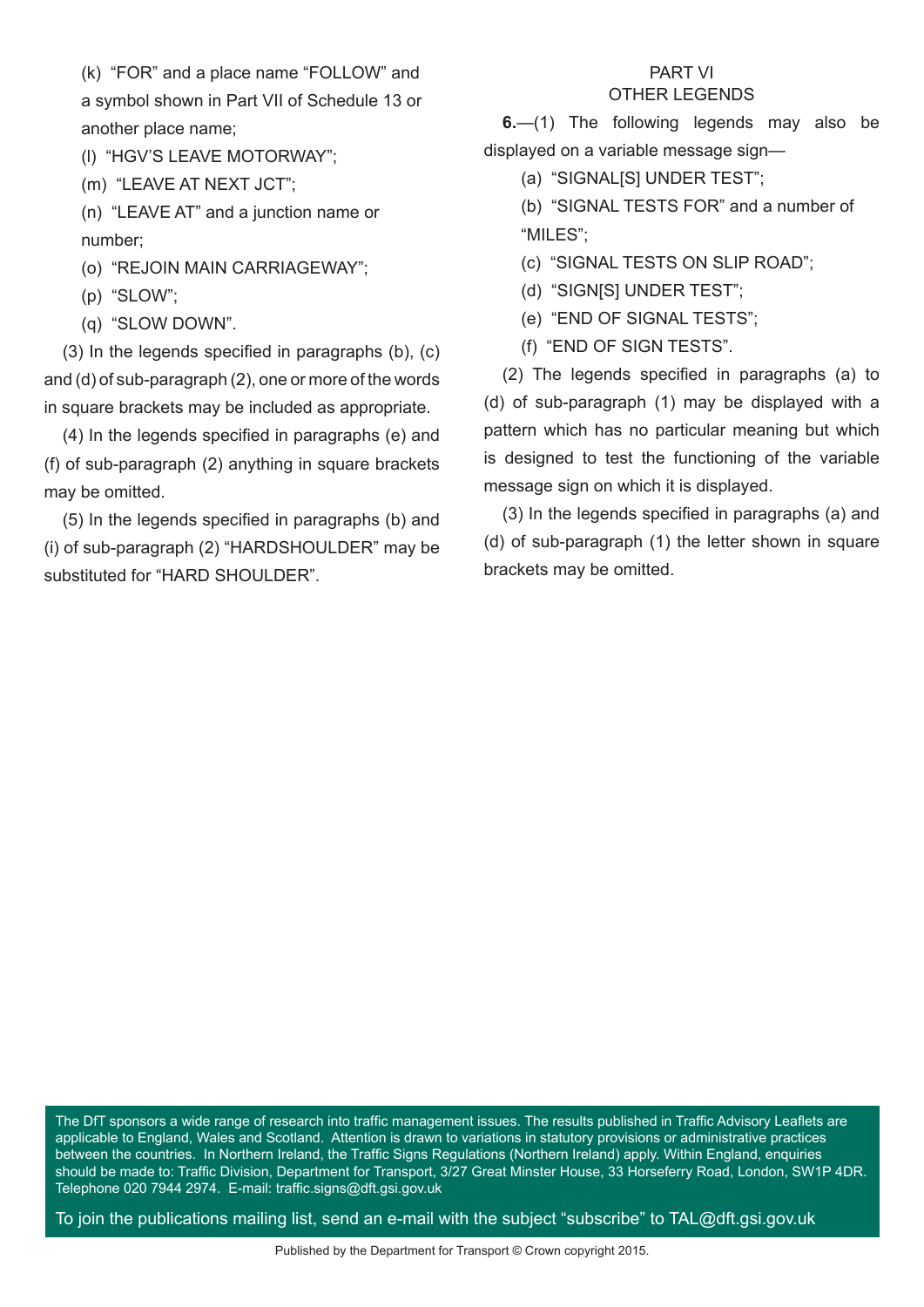(k) "FOR" and a place name "FOLLOW" and a symbol shown in Part VII of Schedule 13 or another place name;

(l) "HGV'S LEAVE MOTORWAY";

(m) "LEAVE AT NEXT JCT";

(n) "LEAVE AT" and a junction name or number;

(o) "REJOIN MAIN CARRIAGEWAY";

(p) "SLOW";

(q) "SLOW DOWN".

(3) In the legends specified in paragraphs (b), (c) and (d) of sub-paragraph (2), one or more of the words in square brackets may be included as appropriate.

(4) In the legends specified in paragraphs (e) and (f) of sub-paragraph (2) anything in square brackets may be omitted.

(5) In the legends specified in paragraphs (b) and (i) of sub-paragraph (2) "HARDSHOULDER" may be substituted for "HARD SHOULDER".

## PART VI
## OTHER LEGENDS

**6.**—(1) The following legends may also be displayed on a variable message sign—

(a) "SIGNAL[S] UNDER TEST";

(b) "SIGNAL TESTS FOR" and a number of "MILES";

(c) "SIGNAL TESTS ON SLIP ROAD";

(d) "SIGN[S] UNDER TEST";

(e) "END OF SIGNAL TESTS";

(f) "END OF SIGN TESTS".

(2) The legends specified in paragraphs (a) to (d) of sub-paragraph (1) may be displayed with a pattern which has no particular meaning but which is designed to test the functioning of the variable message sign on which it is displayed.

(3) In the legends specified in paragraphs (a) and (d) of sub-paragraph (1) the letter shown in square brackets may be omitted.

The DfT sponsors a wide range of research into traffic management issues. The results published in Traffic Advisory Leaflets are applicable to England, Wales and Scotland. Attention is drawn to variations in statutory provisions or administrative practices between the countries. In Northern Ireland, the Traffic Signs Regulations (Northern Ireland) apply. Within England, enquiries should be made to: Traffic Division, Department for Transport, 3/27 Great Minster House, 33 Horseferry Road, London, SW1P 4DR. Telephone 020 7944 2974. E-mail: traffic.signs@dft.gsi.gov.uk

To join the publications mailing list, send an e-mail with the subject "subscribe" to TAL@dft.gsi.gov.uk

Published by the Department for Transport © Crown copyright 2015.